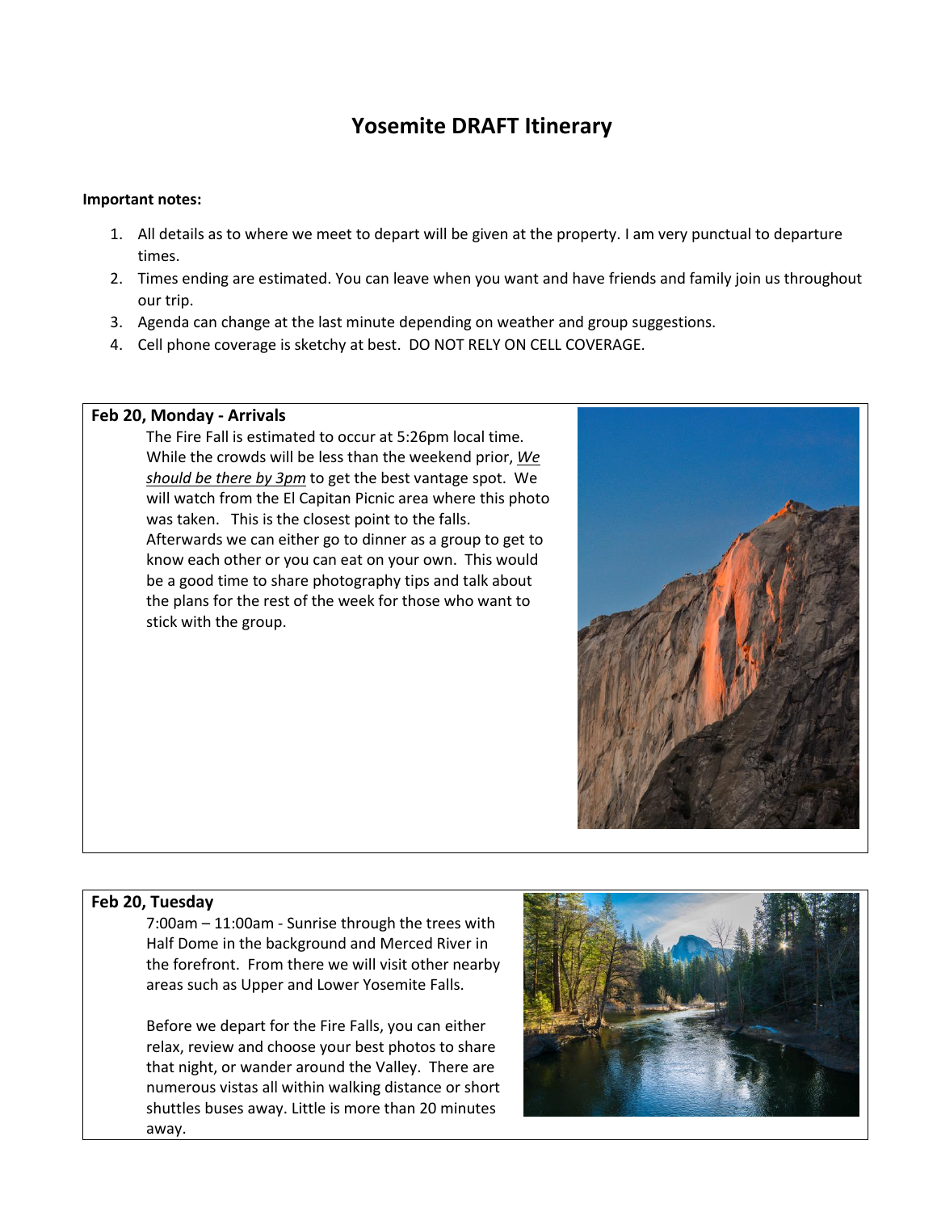# Yosemite DRAFT Itinerary

**Important notes:**

1. All details as to where we meet to depart will be given at the property. I am very punctual to departure times.
2. Times ending are estimated. You can leave when you want and have friends and family join us throughout our trip.
3. Agenda can change at the last minute depending on weather and group suggestions.
4. Cell phone coverage is sketchy at best. DO NOT RELY ON CELL COVERAGE.

**Feb 20, Monday - Arrivals**

The Fire Fall is estimated to occur at 5:26pm local time. While the crowds will be less than the weekend prior, *We should be there by 3pm* to get the best vantage spot. We will watch from the El Capitan Picnic area where this photo was taken. This is the closest point to the falls. Afterwards we can either go to dinner as a group to get to know each other or you can eat on your own. This would be a good time to share photography tips and talk about the plans for the rest of the week for those who want to stick with the group.

**Feb 20, Tuesday**

7:00am – 11:00am - Sunrise through the trees with Half Dome in the background and Merced River in the forefront. From there we will visit other nearby areas such as Upper and Lower Yosemite Falls.

Before we depart for the Fire Falls, you can either relax, review and choose your best photos to share that night, or wander around the Valley. There are numerous vistas all within walking distance or short shuttles buses away. Little is more than 20 minutes away.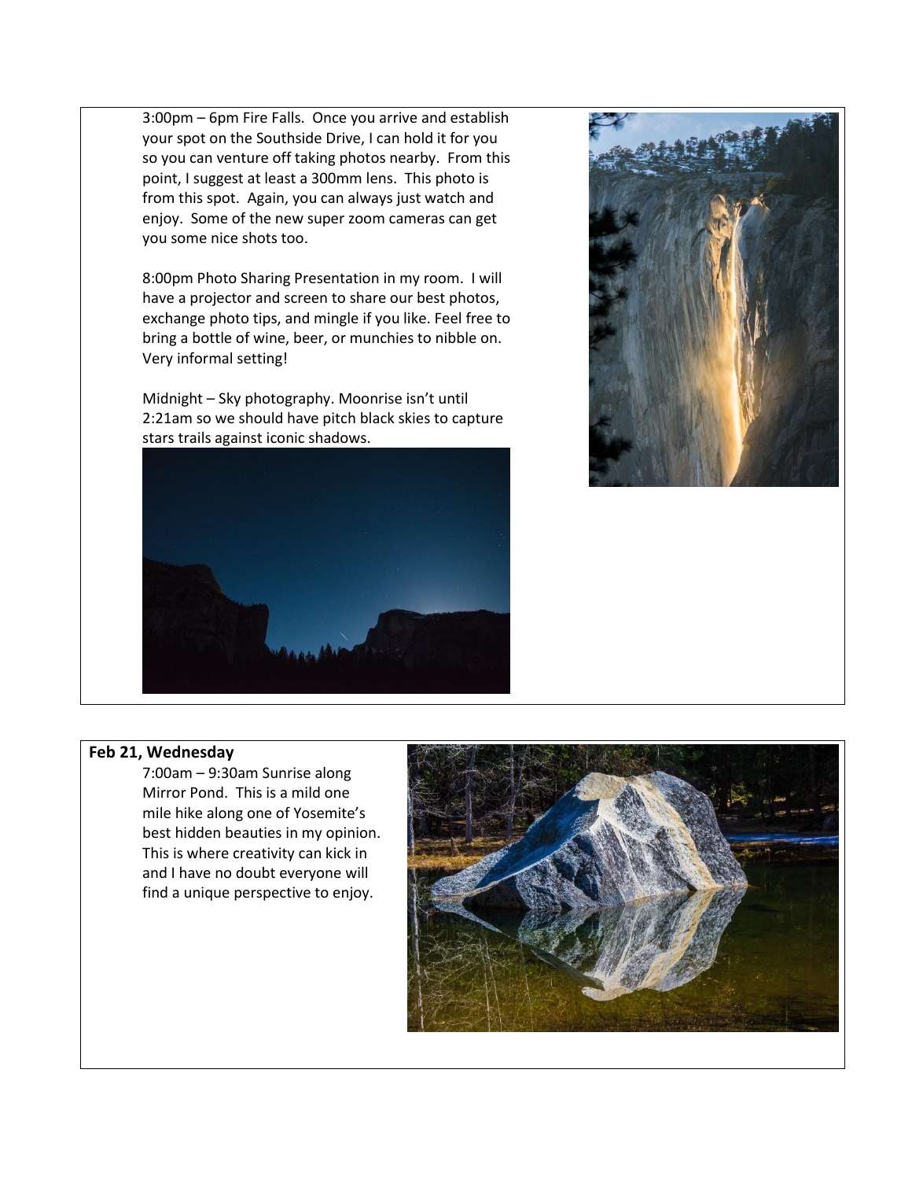3:00pm – 6pm Fire Falls. Once you arrive and establish your spot on the Southside Drive, I can hold it for you so you can venture off taking photos nearby. From this point, I suggest at least a 300mm lens. This photo is from this spot. Again, you can always just watch and enjoy. Some of the new super zoom cameras can get you some nice shots too.

8:00pm Photo Sharing Presentation in my room. I will have a projector and screen to share our best photos, exchange photo tips, and mingle if you like. Feel free to bring a bottle of wine, beer, or munchies to nibble on. Very informal setting!

Midnight – Sky photography. Moonrise isn't until 2:21am so we should have pitch black skies to capture stars trails against iconic shadows.

**Feb 21, Wednesday**

7:00am – 9:30am Sunrise along Mirror Pond. This is a mild one mile hike along one of Yosemite's best hidden beauties in my opinion. This is where creativity can kick in and I have no doubt everyone will find a unique perspective to enjoy.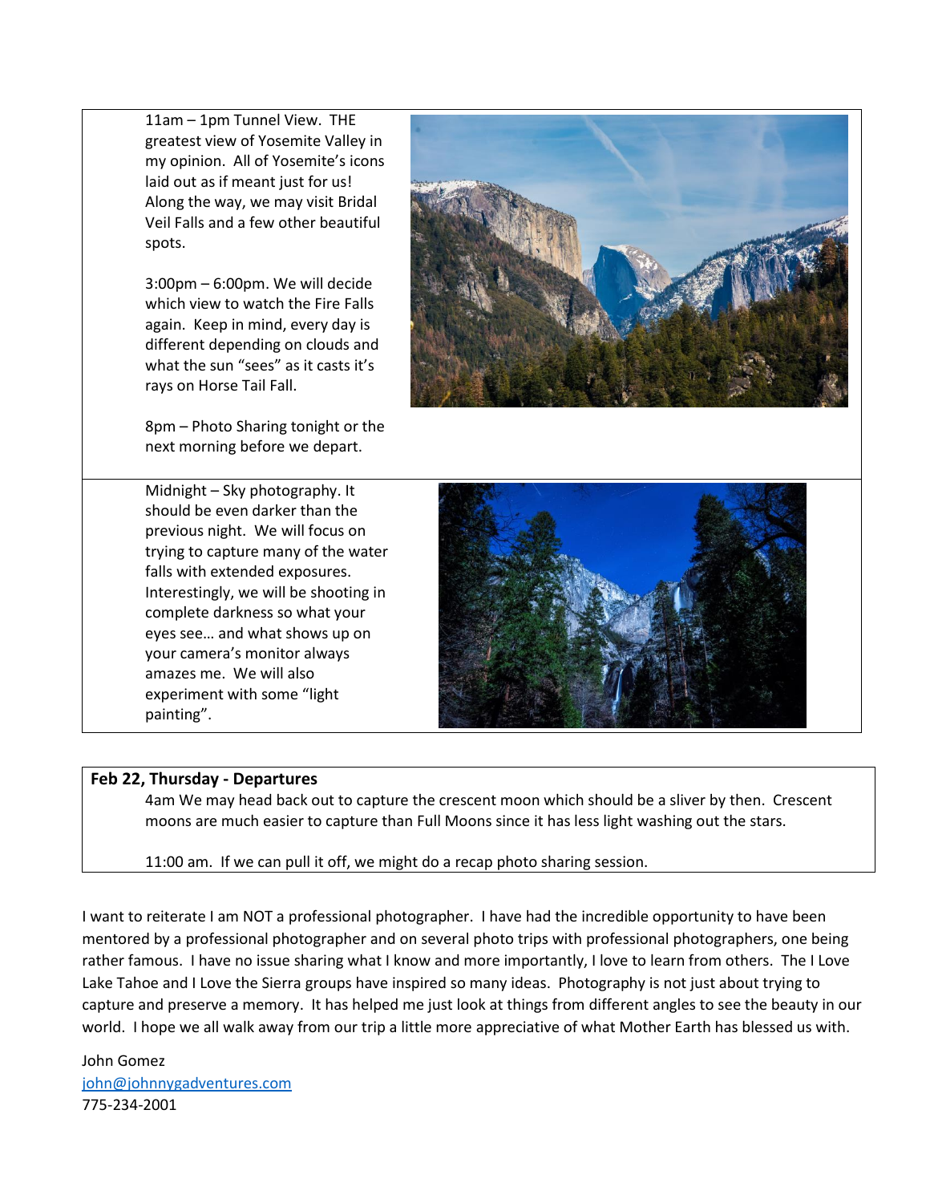11am – 1pm Tunnel View. THE greatest view of Yosemite Valley in my opinion. All of Yosemite's icons laid out as if meant just for us! Along the way, we may visit Bridal Veil Falls and a few other beautiful spots.

3:00pm – 6:00pm. We will decide which view to watch the Fire Falls again. Keep in mind, every day is different depending on clouds and what the sun "sees" as it casts it's rays on Horse Tail Fall.

8pm – Photo Sharing tonight or the next morning before we depart.

Midnight – Sky photography. It should be even darker than the previous night. We will focus on trying to capture many of the water falls with extended exposures. Interestingly, we will be shooting in complete darkness so what your eyes see… and what shows up on your camera's monitor always amazes me. We will also experiment with some "light painting".

**Feb 22, Thursday - Departures**

4am We may head back out to capture the crescent moon which should be a sliver by then. Crescent moons are much easier to capture than Full Moons since it has less light washing out the stars.

11:00 am. If we can pull it off, we might do a recap photo sharing session.

I want to reiterate I am NOT a professional photographer. I have had the incredible opportunity to have been mentored by a professional photographer and on several photo trips with professional photographers, one being rather famous. I have no issue sharing what I know and more importantly, I love to learn from others. The I Love Lake Tahoe and I Love the Sierra groups have inspired so many ideas. Photography is not just about trying to capture and preserve a memory. It has helped me just look at things from different angles to see the beauty in our world. I hope we all walk away from our trip a little more appreciative of what Mother Earth has blessed us with.

John Gomez
john@johnnygadventures.com
775-234-2001